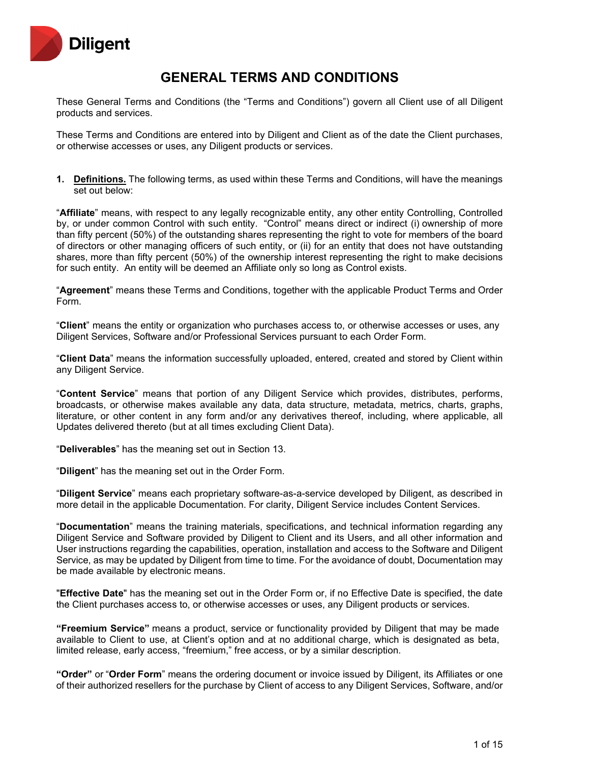Diligent

# GENERAL TERMS AND CONDITIONS

These General Terms and Conditions (the "Terms and Conditions") govern all Client use of all Diligent products and services.

These Terms and Conditions are entered into by Diligent and Client as of the date the Client purchases, or otherwise accesses or uses, any Diligent products or services.

1. **Definitions.** The following terms, as used within these Terms and Conditions, will have the meanings set out below:

"**Affiliate**" means, with respect to any legally recognizable entity, any other entity Controlling, Controlled by, or under common Control with such entity. "Control" means direct or indirect (i) ownership of more than fifty percent (50%) of the outstanding shares representing the right to vote for members of the board of directors or other managing officers of such entity, or (ii) for an entity that does not have outstanding shares, more than fifty percent (50%) of the ownership interest representing the right to make decisions for such entity. An entity will be deemed an Affiliate only so long as Control exists.

"**Agreement**" means these Terms and Conditions, together with the applicable Product Terms and Order Form.

"**Client**" means the entity or organization who purchases access to, or otherwise accesses or uses, any Diligent Services, Software and/or Professional Services pursuant to each Order Form.

"**Client Data**" means the information successfully uploaded, entered, created and stored by Client within any Diligent Service.

"**Content Service**" means that portion of any Diligent Service which provides, distributes, performs, broadcasts, or otherwise makes available any data, data structure, metadata, metrics, charts, graphs, literature, or other content in any form and/or any derivatives thereof, including, where applicable, all Updates delivered thereto (but at all times excluding Client Data).

"**Deliverables**" has the meaning set out in Section 13.

"**Diligent**" has the meaning set out in the Order Form.

"**Diligent Service**" means each proprietary software-as-a-service developed by Diligent, as described in more detail in the applicable Documentation. For clarity, Diligent Service includes Content Services.

"**Documentation**" means the training materials, specifications, and technical information regarding any Diligent Service and Software provided by Diligent to Client and its Users, and all other information and User instructions regarding the capabilities, operation, installation and access to the Software and Diligent Service, as may be updated by Diligent from time to time. For the avoidance of doubt, Documentation may be made available by electronic means.

"**Effective Date**" has the meaning set out in the Order Form or, if no Effective Date is specified, the date the Client purchases access to, or otherwise accesses or uses, any Diligent products or services.

**"Freemium Service"** means a product, service or functionality provided by Diligent that may be made available to Client to use, at Client's option and at no additional charge, which is designated as beta, limited release, early access, "freemium," free access, or by a similar description.

**"Order"** or "**Order Form**" means the ordering document or invoice issued by Diligent, its Affiliates or one of their authorized resellers for the purchase by Client of access to any Diligent Services, Software, and/or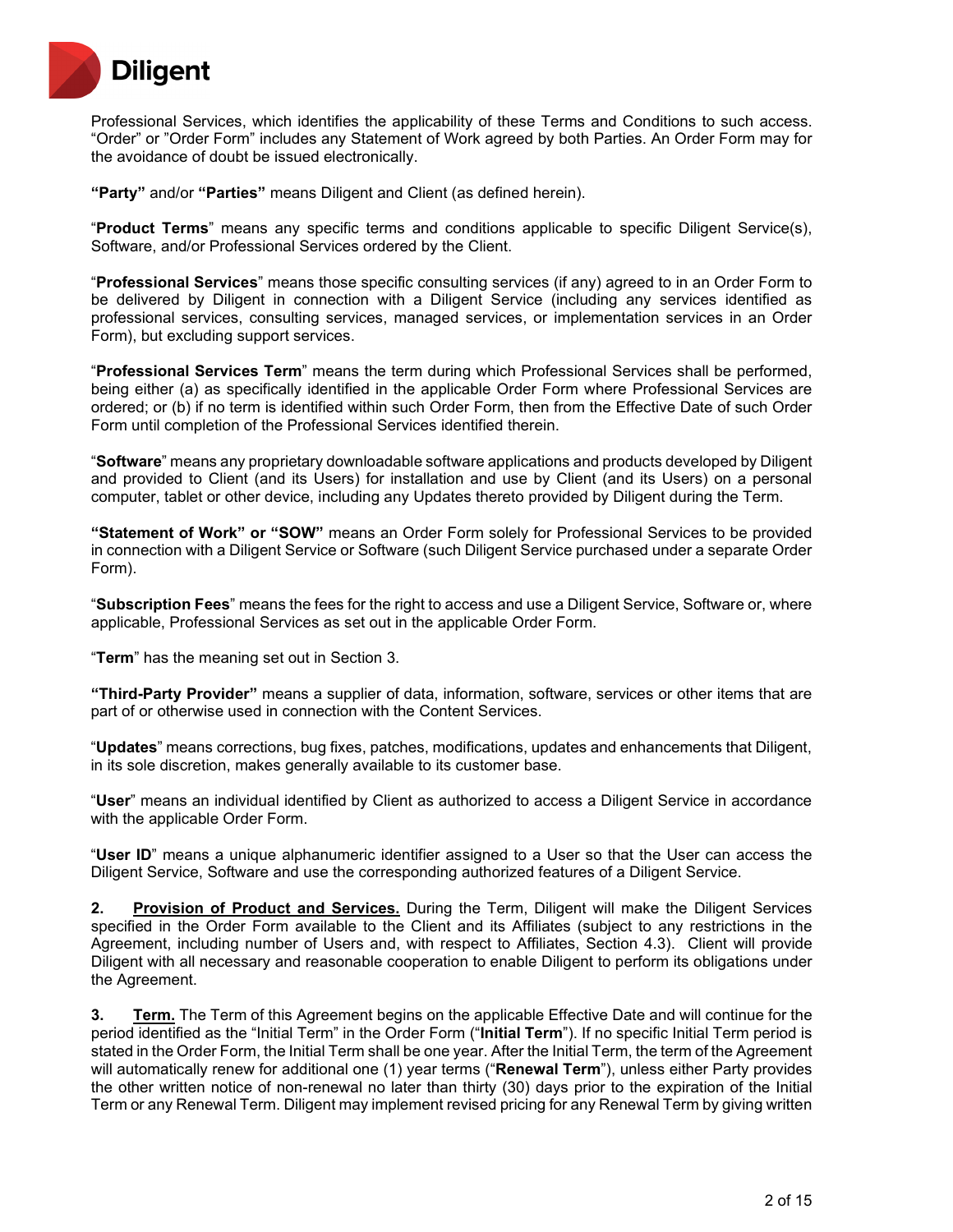Professional Services, which identifies the applicability of these Terms and Conditions to such access. "Order" or "Order Form" includes any Statement of Work agreed by both Parties. An Order Form may for the avoidance of doubt be issued electronically.

**"Party"** and/or **"Parties"** means Diligent and Client (as defined herein).

"**Product Terms**" means any specific terms and conditions applicable to specific Diligent Service(s), Software, and/or Professional Services ordered by the Client.

"**Professional Services**" means those specific consulting services (if any) agreed to in an Order Form to be delivered by Diligent in connection with a Diligent Service (including any services identified as professional services, consulting services, managed services, or implementation services in an Order Form), but excluding support services.

"**Professional Services Term**" means the term during which Professional Services shall be performed, being either (a) as specifically identified in the applicable Order Form where Professional Services are ordered; or (b) if no term is identified within such Order Form, then from the Effective Date of such Order Form until completion of the Professional Services identified therein.

"**Software**" means any proprietary downloadable software applications and products developed by Diligent and provided to Client (and its Users) for installation and use by Client (and its Users) on a personal computer, tablet or other device, including any Updates thereto provided by Diligent during the Term.

**"Statement of Work" or "SOW"** means an Order Form solely for Professional Services to be provided in connection with a Diligent Service or Software (such Diligent Service purchased under a separate Order Form).

"**Subscription Fees**" means the fees for the right to access and use a Diligent Service, Software or, where applicable, Professional Services as set out in the applicable Order Form.

"**Term**" has the meaning set out in Section 3.

**"Third-Party Provider"** means a supplier of data, information, software, services or other items that are part of or otherwise used in connection with the Content Services.

"**Updates**" means corrections, bug fixes, patches, modifications, updates and enhancements that Diligent, in its sole discretion, makes generally available to its customer base.

"**User**" means an individual identified by Client as authorized to access a Diligent Service in accordance with the applicable Order Form.

"**User ID**" means a unique alphanumeric identifier assigned to a User so that the User can access the Diligent Service, Software and use the corresponding authorized features of a Diligent Service.

**2. <u>Provision of Product and Services.</u>** During the Term, Diligent will make the Diligent Services specified in the Order Form available to the Client and its Affiliates (subject to any restrictions in the Agreement, including number of Users and, with respect to Affiliates, Section 4.3). Client will provide Diligent with all necessary and reasonable cooperation to enable Diligent to perform its obligations under the Agreement.

**3. <u>Term.</u>** The Term of this Agreement begins on the applicable Effective Date and will continue for the period identified as the "Initial Term" in the Order Form ("**Initial Term**"). If no specific Initial Term period is stated in the Order Form, the Initial Term shall be one year. After the Initial Term, the term of the Agreement will automatically renew for additional one (1) year terms ("**Renewal Term**"), unless either Party provides the other written notice of non-renewal no later than thirty (30) days prior to the expiration of the Initial Term or any Renewal Term. Diligent may implement revised pricing for any Renewal Term by giving written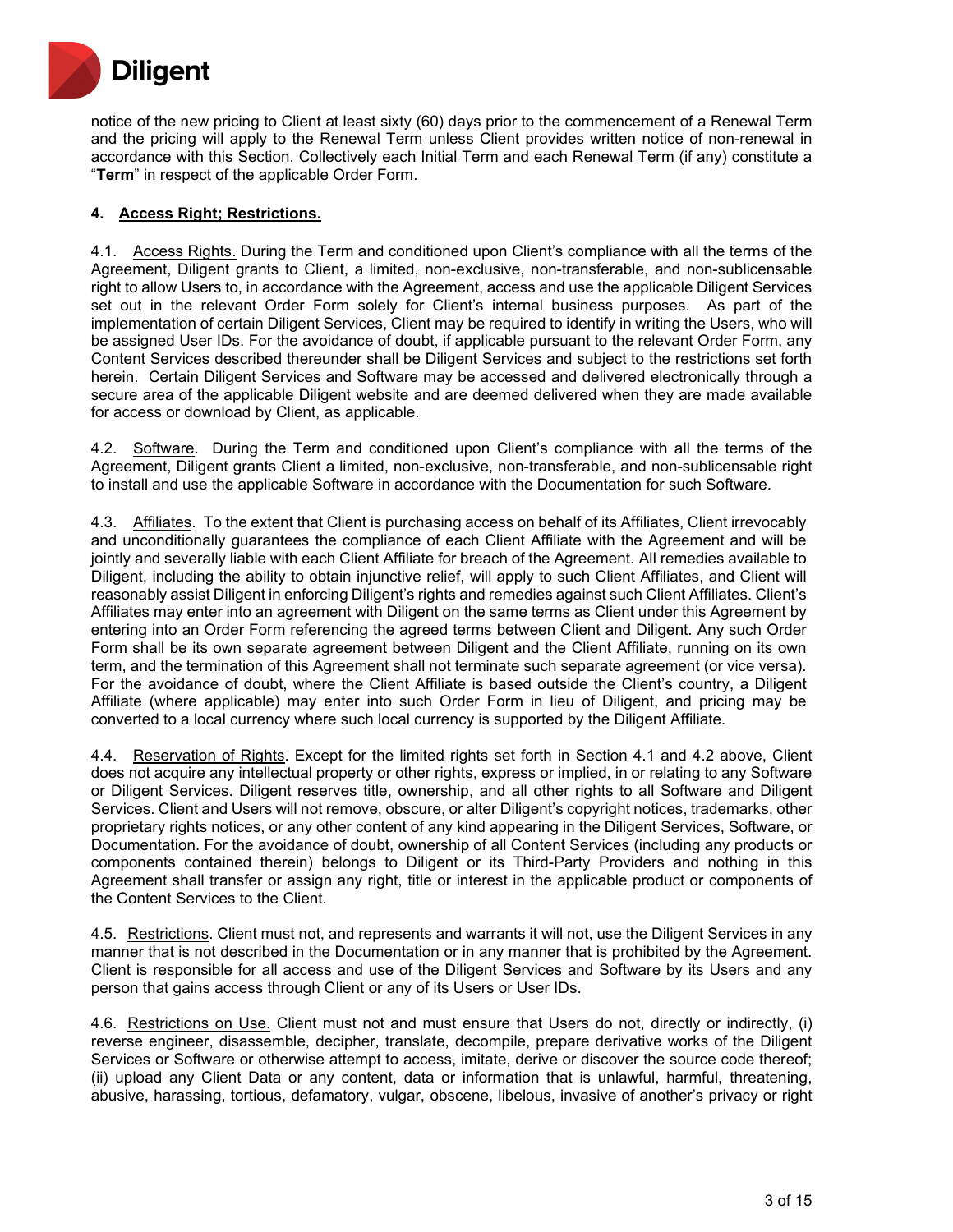notice of the new pricing to Client at least sixty (60) days prior to the commencement of a Renewal Term and the pricing will apply to the Renewal Term unless Client provides written notice of non-renewal in accordance with this Section. Collectively each Initial Term and each Renewal Term (if any) constitute a "**Term**" in respect of the applicable Order Form.

**4. Access Right; Restrictions.**

4.1. Access Rights. During the Term and conditioned upon Client's compliance with all the terms of the Agreement, Diligent grants to Client, a limited, non-exclusive, non-transferable, and non-sublicensable right to allow Users to, in accordance with the Agreement, access and use the applicable Diligent Services set out in the relevant Order Form solely for Client's internal business purposes. As part of the implementation of certain Diligent Services, Client may be required to identify in writing the Users, who will be assigned User IDs. For the avoidance of doubt, if applicable pursuant to the relevant Order Form, any Content Services described thereunder shall be Diligent Services and subject to the restrictions set forth herein. Certain Diligent Services and Software may be accessed and delivered electronically through a secure area of the applicable Diligent website and are deemed delivered when they are made available for access or download by Client, as applicable.

4.2. Software. During the Term and conditioned upon Client's compliance with all the terms of the Agreement, Diligent grants Client a limited, non-exclusive, non-transferable, and non-sublicensable right to install and use the applicable Software in accordance with the Documentation for such Software.

4.3. Affiliates. To the extent that Client is purchasing access on behalf of its Affiliates, Client irrevocably and unconditionally guarantees the compliance of each Client Affiliate with the Agreement and will be jointly and severally liable with each Client Affiliate for breach of the Agreement. All remedies available to Diligent, including the ability to obtain injunctive relief, will apply to such Client Affiliates, and Client will reasonably assist Diligent in enforcing Diligent's rights and remedies against such Client Affiliates. Client's Affiliates may enter into an agreement with Diligent on the same terms as Client under this Agreement by entering into an Order Form referencing the agreed terms between Client and Diligent. Any such Order Form shall be its own separate agreement between Diligent and the Client Affiliate, running on its own term, and the termination of this Agreement shall not terminate such separate agreement (or vice versa). For the avoidance of doubt, where the Client Affiliate is based outside the Client's country, a Diligent Affiliate (where applicable) may enter into such Order Form in lieu of Diligent, and pricing may be converted to a local currency where such local currency is supported by the Diligent Affiliate.

4.4. Reservation of Rights. Except for the limited rights set forth in Section 4.1 and 4.2 above, Client does not acquire any intellectual property or other rights, express or implied, in or relating to any Software or Diligent Services. Diligent reserves title, ownership, and all other rights to all Software and Diligent Services. Client and Users will not remove, obscure, or alter Diligent's copyright notices, trademarks, other proprietary rights notices, or any other content of any kind appearing in the Diligent Services, Software, or Documentation. For the avoidance of doubt, ownership of all Content Services (including any products or components contained therein) belongs to Diligent or its Third-Party Providers and nothing in this Agreement shall transfer or assign any right, title or interest in the applicable product or components of the Content Services to the Client.

4.5. Restrictions. Client must not, and represents and warrants it will not, use the Diligent Services in any manner that is not described in the Documentation or in any manner that is prohibited by the Agreement. Client is responsible for all access and use of the Diligent Services and Software by its Users and any person that gains access through Client or any of its Users or User IDs.

4.6. Restrictions on Use. Client must not and must ensure that Users do not, directly or indirectly, (i) reverse engineer, disassemble, decipher, translate, decompile, prepare derivative works of the Diligent Services or Software or otherwise attempt to access, imitate, derive or discover the source code thereof; (ii) upload any Client Data or any content, data or information that is unlawful, harmful, threatening, abusive, harassing, tortious, defamatory, vulgar, obscene, libelous, invasive of another's privacy or right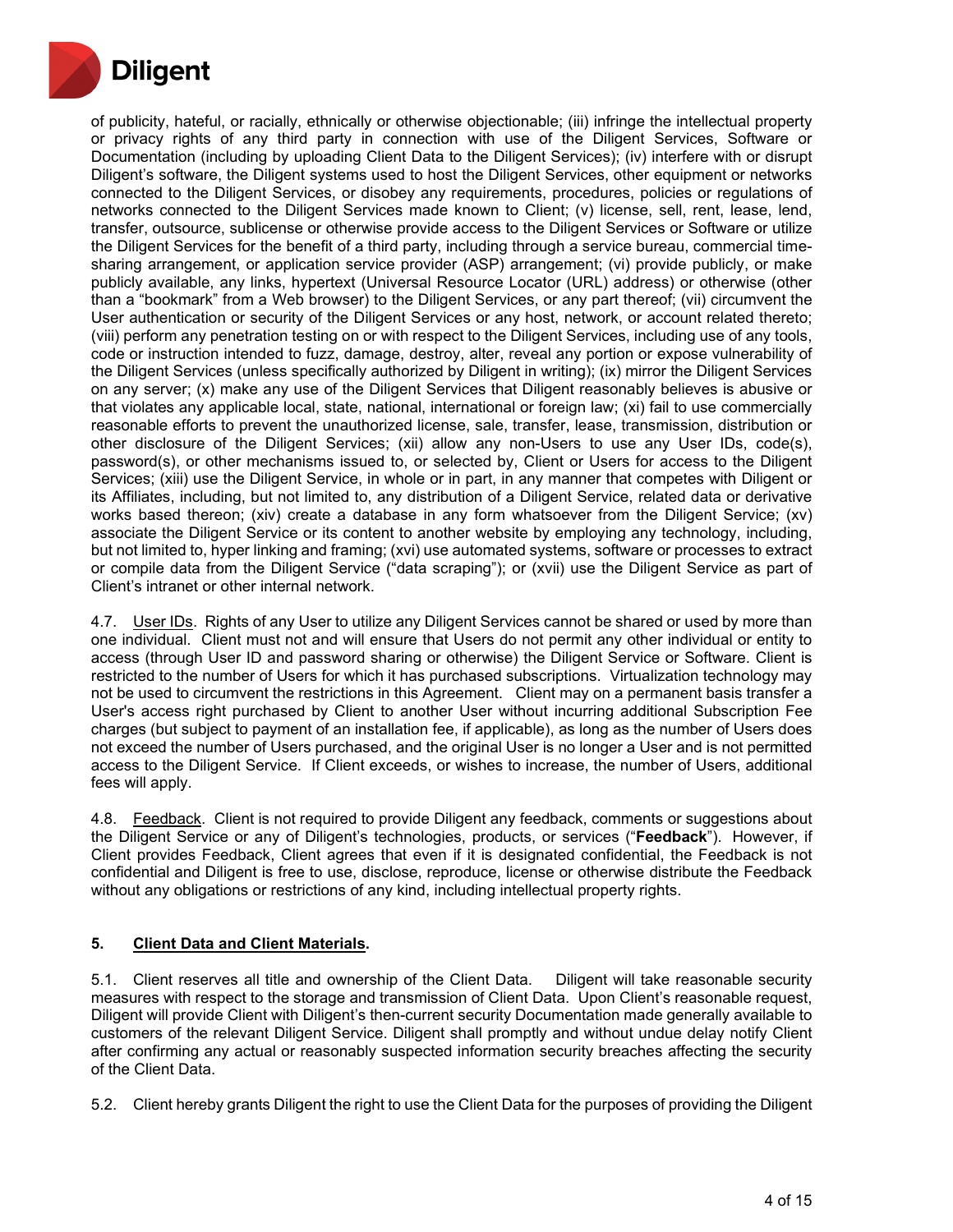of publicity, hateful, or racially, ethnically or otherwise objectionable; (iii) infringe the intellectual property or privacy rights of any third party in connection with use of the Diligent Services, Software or Documentation (including by uploading Client Data to the Diligent Services); (iv) interfere with or disrupt Diligent's software, the Diligent systems used to host the Diligent Services, other equipment or networks connected to the Diligent Services, or disobey any requirements, procedures, policies or regulations of networks connected to the Diligent Services made known to Client; (v) license, sell, rent, lease, lend, transfer, outsource, sublicense or otherwise provide access to the Diligent Services or Software or utilize the Diligent Services for the benefit of a third party, including through a service bureau, commercial time-sharing arrangement, or application service provider (ASP) arrangement; (vi) provide publicly, or make publicly available, any links, hypertext (Universal Resource Locator (URL) address) or otherwise (other than a "bookmark" from a Web browser) to the Diligent Services, or any part thereof; (vii) circumvent the User authentication or security of the Diligent Services or any host, network, or account related thereto; (viii) perform any penetration testing on or with respect to the Diligent Services, including use of any tools, code or instruction intended to fuzz, damage, destroy, alter, reveal any portion or expose vulnerability of the Diligent Services (unless specifically authorized by Diligent in writing); (ix) mirror the Diligent Services on any server; (x) make any use of the Diligent Services that Diligent reasonably believes is abusive or that violates any applicable local, state, national, international or foreign law; (xi) fail to use commercially reasonable efforts to prevent the unauthorized license, sale, transfer, lease, transmission, distribution or other disclosure of the Diligent Services; (xii) allow any non-Users to use any User IDs, code(s), password(s), or other mechanisms issued to, or selected by, Client or Users for access to the Diligent Services; (xiii) use the Diligent Service, in whole or in part, in any manner that competes with Diligent or its Affiliates, including, but not limited to, any distribution of a Diligent Service, related data or derivative works based thereon; (xiv) create a database in any form whatsoever from the Diligent Service; (xv) associate the Diligent Service or its content to another website by employing any technology, including, but not limited to, hyper linking and framing; (xvi) use automated systems, software or processes to extract or compile data from the Diligent Service ("data scraping"); or (xvii) use the Diligent Service as part of Client's intranet or other internal network.

4.7. User IDs. Rights of any User to utilize any Diligent Services cannot be shared or used by more than one individual. Client must not and will ensure that Users do not permit any other individual or entity to access (through User ID and password sharing or otherwise) the Diligent Service or Software. Client is restricted to the number of Users for which it has purchased subscriptions. Virtualization technology may not be used to circumvent the restrictions in this Agreement. Client may on a permanent basis transfer a User's access right purchased by Client to another User without incurring additional Subscription Fee charges (but subject to payment of an installation fee, if applicable), as long as the number of Users does not exceed the number of Users purchased, and the original User is no longer a User and is not permitted access to the Diligent Service. If Client exceeds, or wishes to increase, the number of Users, additional fees will apply.

4.8. Feedback. Client is not required to provide Diligent any feedback, comments or suggestions about the Diligent Service or any of Diligent's technologies, products, or services ("**Feedback**"). However, if Client provides Feedback, Client agrees that even if it is designated confidential, the Feedback is not confidential and Diligent is free to use, disclose, reproduce, license or otherwise distribute the Feedback without any obligations or restrictions of any kind, including intellectual property rights.

**5. Client Data and Client Materials.**

5.1. Client reserves all title and ownership of the Client Data. Diligent will take reasonable security measures with respect to the storage and transmission of Client Data. Upon Client's reasonable request, Diligent will provide Client with Diligent's then-current security Documentation made generally available to customers of the relevant Diligent Service. Diligent shall promptly and without undue delay notify Client after confirming any actual or reasonably suspected information security breaches affecting the security of the Client Data.

5.2. Client hereby grants Diligent the right to use the Client Data for the purposes of providing the Diligent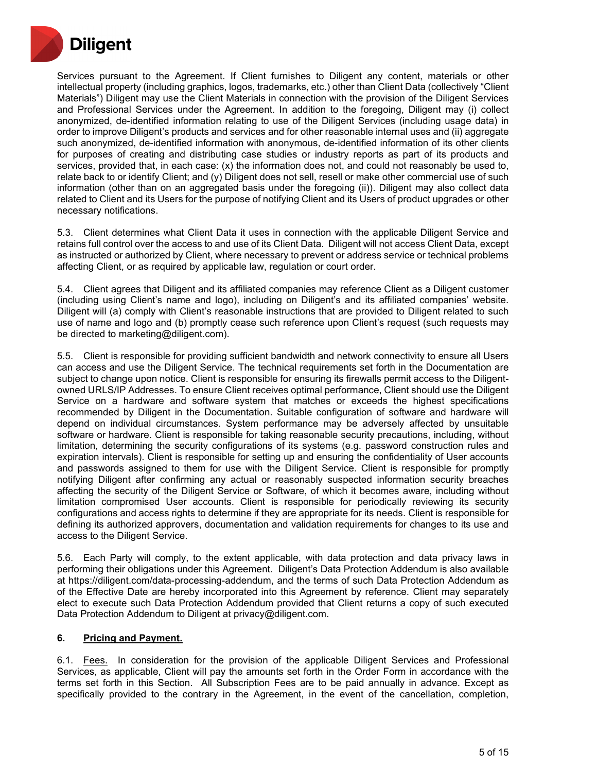Services pursuant to the Agreement. If Client furnishes to Diligent any content, materials or other intellectual property (including graphics, logos, trademarks, etc.) other than Client Data (collectively "Client Materials") Diligent may use the Client Materials in connection with the provision of the Diligent Services and Professional Services under the Agreement. In addition to the foregoing, Diligent may (i) collect anonymized, de-identified information relating to use of the Diligent Services (including usage data) in order to improve Diligent's products and services and for other reasonable internal uses and (ii) aggregate such anonymized, de-identified information with anonymous, de-identified information of its other clients for purposes of creating and distributing case studies or industry reports as part of its products and services, provided that, in each case: (x) the information does not, and could not reasonably be used to, relate back to or identify Client; and (y) Diligent does not sell, resell or make other commercial use of such information (other than on an aggregated basis under the foregoing (ii)). Diligent may also collect data related to Client and its Users for the purpose of notifying Client and its Users of product upgrades or other necessary notifications.

5.3. Client determines what Client Data it uses in connection with the applicable Diligent Service and retains full control over the access to and use of its Client Data. Diligent will not access Client Data, except as instructed or authorized by Client, where necessary to prevent or address service or technical problems affecting Client, or as required by applicable law, regulation or court order.

5.4. Client agrees that Diligent and its affiliated companies may reference Client as a Diligent customer (including using Client's name and logo), including on Diligent's and its affiliated companies' website. Diligent will (a) comply with Client's reasonable instructions that are provided to Diligent related to such use of name and logo and (b) promptly cease such reference upon Client's request (such requests may be directed to marketing@diligent.com).

5.5. Client is responsible for providing sufficient bandwidth and network connectivity to ensure all Users can access and use the Diligent Service. The technical requirements set forth in the Documentation are subject to change upon notice. Client is responsible for ensuring its firewalls permit access to the Diligent-owned URLS/IP Addresses. To ensure Client receives optimal performance, Client should use the Diligent Service on a hardware and software system that matches or exceeds the highest specifications recommended by Diligent in the Documentation. Suitable configuration of software and hardware will depend on individual circumstances. System performance may be adversely affected by unsuitable software or hardware. Client is responsible for taking reasonable security precautions, including, without limitation, determining the security configurations of its systems (e.g. password construction rules and expiration intervals). Client is responsible for setting up and ensuring the confidentiality of User accounts and passwords assigned to them for use with the Diligent Service. Client is responsible for promptly notifying Diligent after confirming any actual or reasonably suspected information security breaches affecting the security of the Diligent Service or Software, of which it becomes aware, including without limitation compromised User accounts. Client is responsible for periodically reviewing its security configurations and access rights to determine if they are appropriate for its needs. Client is responsible for defining its authorized approvers, documentation and validation requirements for changes to its use and access to the Diligent Service.

5.6. Each Party will comply, to the extent applicable, with data protection and data privacy laws in performing their obligations under this Agreement. Diligent's Data Protection Addendum is also available at https://diligent.com/data-processing-addendum, and the terms of such Data Protection Addendum as of the Effective Date are hereby incorporated into this Agreement by reference. Client may separately elect to execute such Data Protection Addendum provided that Client returns a copy of such executed Data Protection Addendum to Diligent at privacy@diligent.com.

## 6. Pricing and Payment.

6.1. Fees. In consideration for the provision of the applicable Diligent Services and Professional Services, as applicable, Client will pay the amounts set forth in the Order Form in accordance with the terms set forth in this Section. All Subscription Fees are to be paid annually in advance. Except as specifically provided to the contrary in the Agreement, in the event of the cancellation, completion,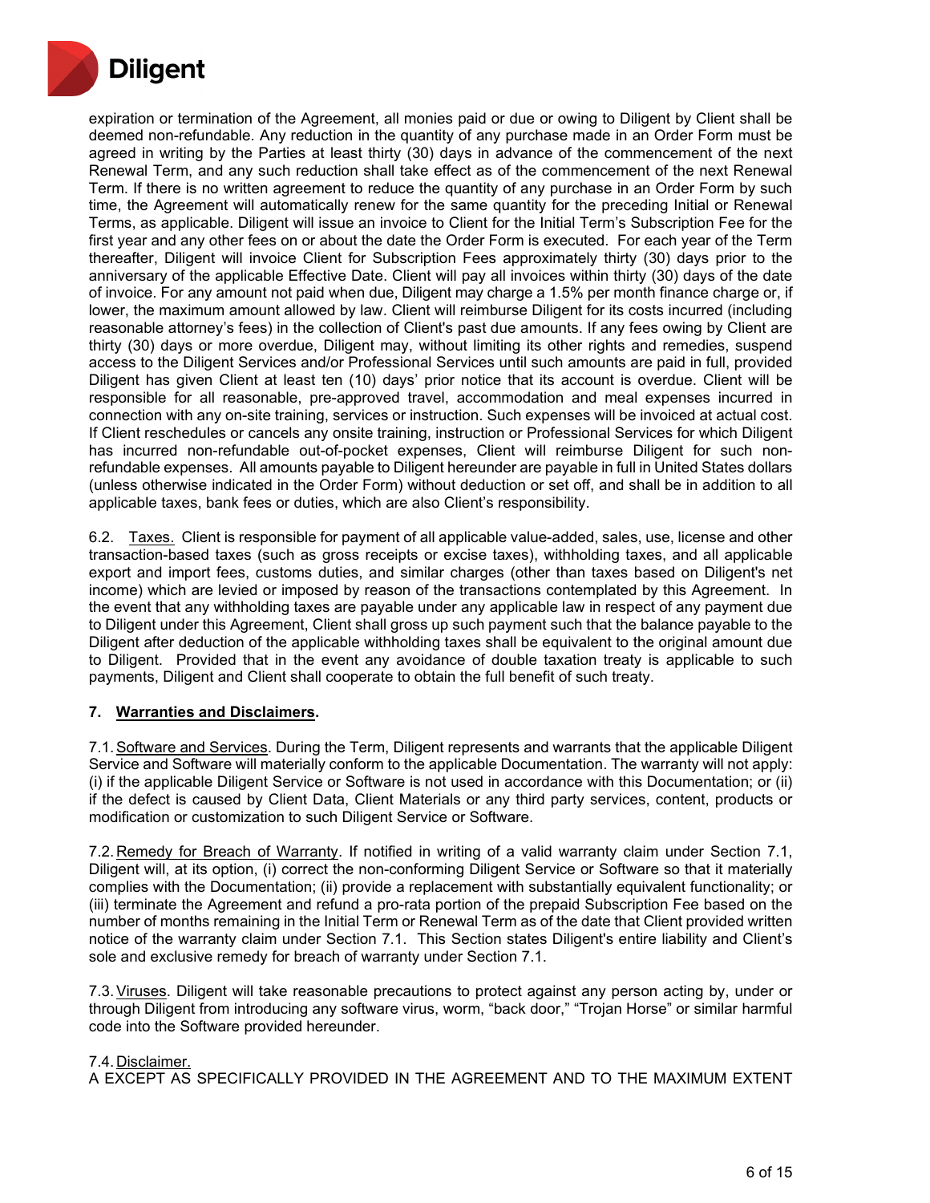expiration or termination of the Agreement, all monies paid or due or owing to Diligent by Client shall be deemed non-refundable. Any reduction in the quantity of any purchase made in an Order Form must be agreed in writing by the Parties at least thirty (30) days in advance of the commencement of the next Renewal Term, and any such reduction shall take effect as of the commencement of the next Renewal Term. If there is no written agreement to reduce the quantity of any purchase in an Order Form by such time, the Agreement will automatically renew for the same quantity for the preceding Initial or Renewal Terms, as applicable. Diligent will issue an invoice to Client for the Initial Term's Subscription Fee for the first year and any other fees on or about the date the Order Form is executed. For each year of the Term thereafter, Diligent will invoice Client for Subscription Fees approximately thirty (30) days prior to the anniversary of the applicable Effective Date. Client will pay all invoices within thirty (30) days of the date of invoice. For any amount not paid when due, Diligent may charge a 1.5% per month finance charge or, if lower, the maximum amount allowed by law. Client will reimburse Diligent for its costs incurred (including reasonable attorney's fees) in the collection of Client's past due amounts. If any fees owing by Client are thirty (30) days or more overdue, Diligent may, without limiting its other rights and remedies, suspend access to the Diligent Services and/or Professional Services until such amounts are paid in full, provided Diligent has given Client at least ten (10) days' prior notice that its account is overdue. Client will be responsible for all reasonable, pre-approved travel, accommodation and meal expenses incurred in connection with any on-site training, services or instruction. Such expenses will be invoiced at actual cost. If Client reschedules or cancels any onsite training, instruction or Professional Services for which Diligent has incurred non-refundable out-of-pocket expenses, Client will reimburse Diligent for such non-refundable expenses. All amounts payable to Diligent hereunder are payable in full in United States dollars (unless otherwise indicated in the Order Form) without deduction or set off, and shall be in addition to all applicable taxes, bank fees or duties, which are also Client's responsibility.

6.2. Taxes. Client is responsible for payment of all applicable value-added, sales, use, license and other transaction-based taxes (such as gross receipts or excise taxes), withholding taxes, and all applicable export and import fees, customs duties, and similar charges (other than taxes based on Diligent's net income) which are levied or imposed by reason of the transactions contemplated by this Agreement. In the event that any withholding taxes are payable under any applicable law in respect of any payment due to Diligent under this Agreement, Client shall gross up such payment such that the balance payable to the Diligent after deduction of the applicable withholding taxes shall be equivalent to the original amount due to Diligent. Provided that in the event any avoidance of double taxation treaty is applicable to such payments, Diligent and Client shall cooperate to obtain the full benefit of such treaty.

## 7. Warranties and Disclaimers.

7.1. Software and Services. During the Term, Diligent represents and warrants that the applicable Diligent Service and Software will materially conform to the applicable Documentation. The warranty will not apply: (i) if the applicable Diligent Service or Software is not used in accordance with this Documentation; or (ii) if the defect is caused by Client Data, Client Materials or any third party services, content, products or modification or customization to such Diligent Service or Software.

7.2. Remedy for Breach of Warranty. If notified in writing of a valid warranty claim under Section 7.1, Diligent will, at its option, (i) correct the non-conforming Diligent Service or Software so that it materially complies with the Documentation; (ii) provide a replacement with substantially equivalent functionality; or (iii) terminate the Agreement and refund a pro-rata portion of the prepaid Subscription Fee based on the number of months remaining in the Initial Term or Renewal Term as of the date that Client provided written notice of the warranty claim under Section 7.1. This Section states Diligent's entire liability and Client's sole and exclusive remedy for breach of warranty under Section 7.1.

7.3. Viruses. Diligent will take reasonable precautions to protect against any person acting by, under or through Diligent from introducing any software virus, worm, "back door," "Trojan Horse" or similar harmful code into the Software provided hereunder.

7.4. Disclaimer.

A EXCEPT AS SPECIFICALLY PROVIDED IN THE AGREEMENT AND TO THE MAXIMUM EXTENT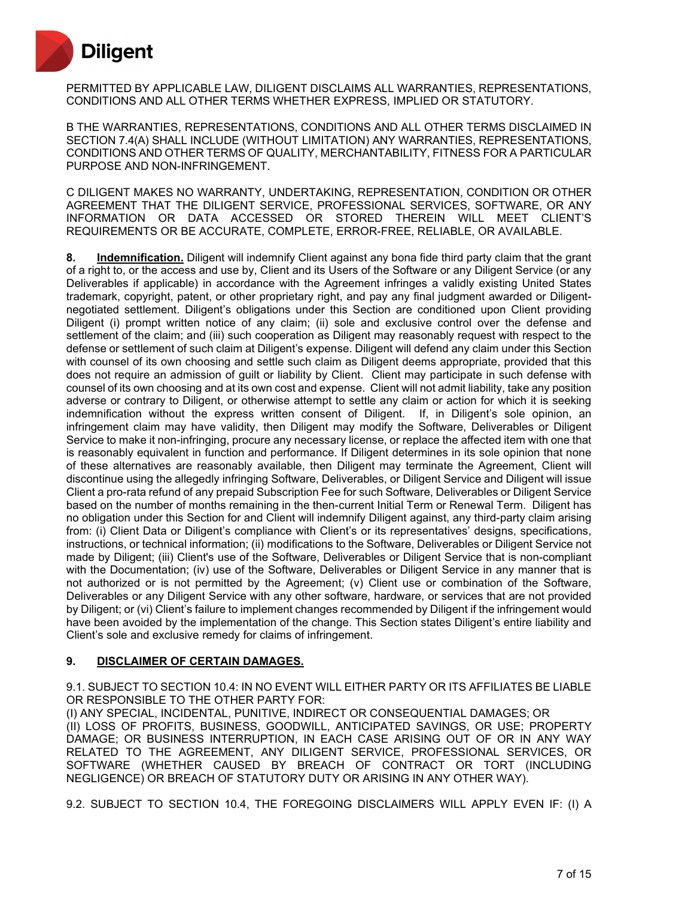PERMITTED BY APPLICABLE LAW, DILIGENT DISCLAIMS ALL WARRANTIES, REPRESENTATIONS, CONDITIONS AND ALL OTHER TERMS WHETHER EXPRESS, IMPLIED OR STATUTORY.

B THE WARRANTIES, REPRESENTATIONS, CONDITIONS AND ALL OTHER TERMS DISCLAIMED IN SECTION 7.4(A) SHALL INCLUDE (WITHOUT LIMITATION) ANY WARRANTIES, REPRESENTATIONS, CONDITIONS AND OTHER TERMS OF QUALITY, MERCHANTABILITY, FITNESS FOR A PARTICULAR PURPOSE AND NON-INFRINGEMENT.

C DILIGENT MAKES NO WARRANTY, UNDERTAKING, REPRESENTATION, CONDITION OR OTHER AGREEMENT THAT THE DILIGENT SERVICE, PROFESSIONAL SERVICES, SOFTWARE, OR ANY INFORMATION OR DATA ACCESSED OR STORED THEREIN WILL MEET CLIENT'S REQUIREMENTS OR BE ACCURATE, COMPLETE, ERROR-FREE, RELIABLE, OR AVAILABLE.

**8. Indemnification.** Diligent will indemnify Client against any bona fide third party claim that the grant of a right to, or the access and use by, Client and its Users of the Software or any Diligent Service (or any Deliverables if applicable) in accordance with the Agreement infringes a validly existing United States trademark, copyright, patent, or other proprietary right, and pay any final judgment awarded or Diligent-negotiated settlement. Diligent's obligations under this Section are conditioned upon Client providing Diligent (i) prompt written notice of any claim; (ii) sole and exclusive control over the defense and settlement of the claim; and (iii) such cooperation as Diligent may reasonably request with respect to the defense or settlement of such claim at Diligent's expense. Diligent will defend any claim under this Section with counsel of its own choosing and settle such claim as Diligent deems appropriate, provided that this does not require an admission of guilt or liability by Client. Client may participate in such defense with counsel of its own choosing and at its own cost and expense. Client will not admit liability, take any position adverse or contrary to Diligent, or otherwise attempt to settle any claim or action for which it is seeking indemnification without the express written consent of Diligent. If, in Diligent's sole opinion, an infringement claim may have validity, then Diligent may modify the Software, Deliverables or Diligent Service to make it non-infringing, procure any necessary license, or replace the affected item with one that is reasonably equivalent in function and performance. If Diligent determines in its sole opinion that none of these alternatives are reasonably available, then Diligent may terminate the Agreement, Client will discontinue using the allegedly infringing Software, Deliverables, or Diligent Service and Diligent will issue Client a pro-rata refund of any prepaid Subscription Fee for such Software, Deliverables or Diligent Service based on the number of months remaining in the then-current Initial Term or Renewal Term. Diligent has no obligation under this Section for and Client will indemnify Diligent against, any third-party claim arising from: (i) Client Data or Diligent's compliance with Client's or its representatives' designs, specifications, instructions, or technical information; (ii) modifications to the Software, Deliverables or Diligent Service not made by Diligent; (iii) Client's use of the Software, Deliverables or Diligent Service that is non-compliant with the Documentation; (iv) use of the Software, Deliverables or Diligent Service in any manner that is not authorized or is not permitted by the Agreement; (v) Client use or combination of the Software, Deliverables or any Diligent Service with any other software, hardware, or services that are not provided by Diligent; or (vi) Client's failure to implement changes recommended by Diligent if the infringement would have been avoided by the implementation of the change. This Section states Diligent's entire liability and Client's sole and exclusive remedy for claims of infringement.

## 9. DISCLAIMER OF CERTAIN DAMAGES.

9.1. SUBJECT TO SECTION 10.4: IN NO EVENT WILL EITHER PARTY OR ITS AFFILIATES BE LIABLE OR RESPONSIBLE TO THE OTHER PARTY FOR:
(I) ANY SPECIAL, INCIDENTAL, PUNITIVE, INDIRECT OR CONSEQUENTIAL DAMAGES; OR
(II) LOSS OF PROFITS, BUSINESS, GOODWILL, ANTICIPATED SAVINGS, OR USE; PROPERTY DAMAGE; OR BUSINESS INTERRUPTION, IN EACH CASE ARISING OUT OF OR IN ANY WAY RELATED TO THE AGREEMENT, ANY DILIGENT SERVICE, PROFESSIONAL SERVICES, OR SOFTWARE (WHETHER CAUSED BY BREACH OF CONTRACT OR TORT (INCLUDING NEGLIGENCE) OR BREACH OF STATUTORY DUTY OR ARISING IN ANY OTHER WAY).

9.2. SUBJECT TO SECTION 10.4, THE FOREGOING DISCLAIMERS WILL APPLY EVEN IF: (I) A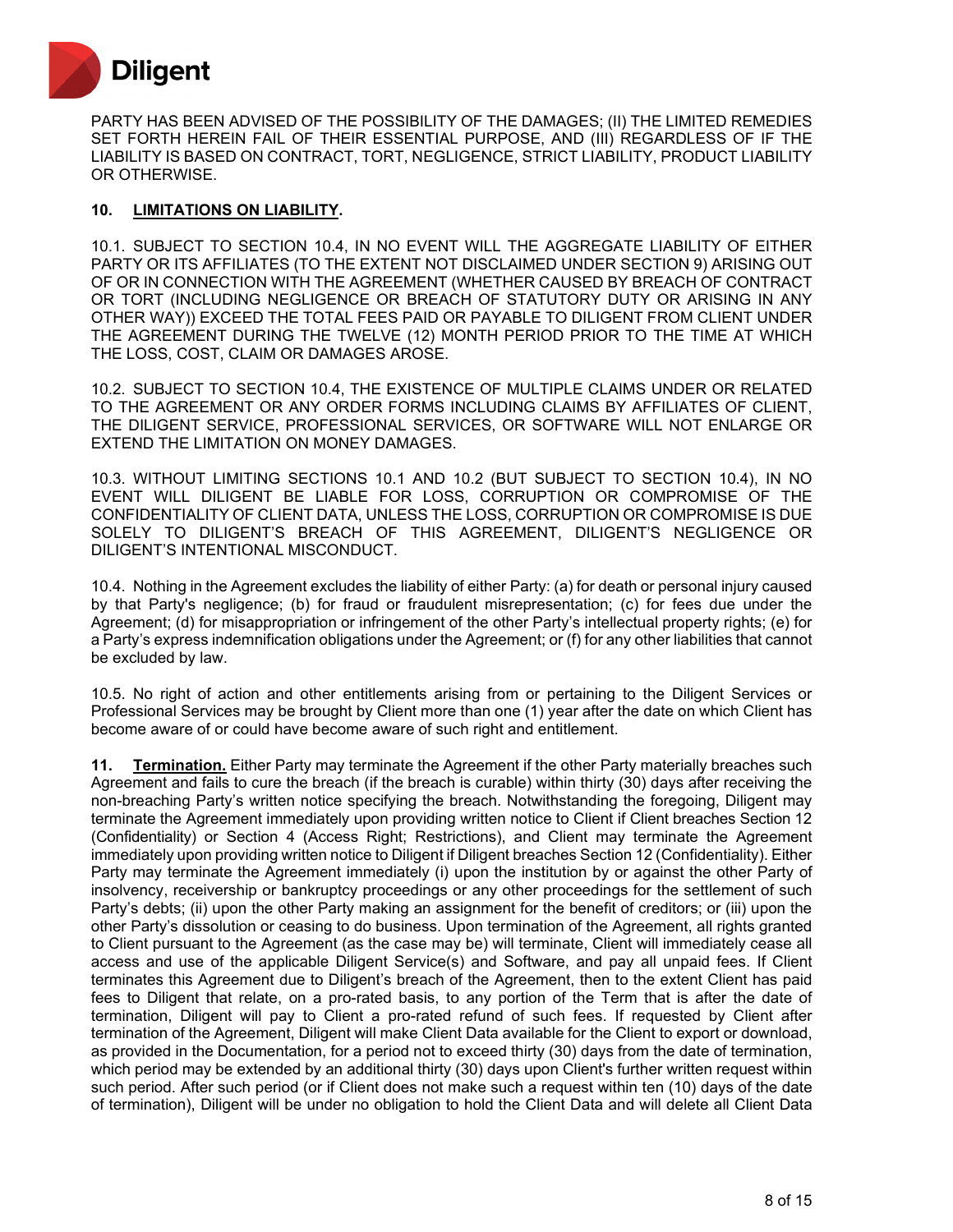PARTY HAS BEEN ADVISED OF THE POSSIBILITY OF THE DAMAGES; (II) THE LIMITED REMEDIES SET FORTH HEREIN FAIL OF THEIR ESSENTIAL PURPOSE, AND (III) REGARDLESS OF IF THE LIABILITY IS BASED ON CONTRACT, TORT, NEGLIGENCE, STRICT LIABILITY, PRODUCT LIABILITY OR OTHERWISE.

**10. LIMITATIONS ON LIABILITY.**

10.1. SUBJECT TO SECTION 10.4, IN NO EVENT WILL THE AGGREGATE LIABILITY OF EITHER PARTY OR ITS AFFILIATES (TO THE EXTENT NOT DISCLAIMED UNDER SECTION 9) ARISING OUT OF OR IN CONNECTION WITH THE AGREEMENT (WHETHER CAUSED BY BREACH OF CONTRACT OR TORT (INCLUDING NEGLIGENCE OR BREACH OF STATUTORY DUTY OR ARISING IN ANY OTHER WAY)) EXCEED THE TOTAL FEES PAID OR PAYABLE TO DILIGENT FROM CLIENT UNDER THE AGREEMENT DURING THE TWELVE (12) MONTH PERIOD PRIOR TO THE TIME AT WHICH THE LOSS, COST, CLAIM OR DAMAGES AROSE.

10.2. SUBJECT TO SECTION 10.4, THE EXISTENCE OF MULTIPLE CLAIMS UNDER OR RELATED TO THE AGREEMENT OR ANY ORDER FORMS INCLUDING CLAIMS BY AFFILIATES OF CLIENT, THE DILIGENT SERVICE, PROFESSIONAL SERVICES, OR SOFTWARE WILL NOT ENLARGE OR EXTEND THE LIMITATION ON MONEY DAMAGES.

10.3. WITHOUT LIMITING SECTIONS 10.1 AND 10.2 (BUT SUBJECT TO SECTION 10.4), IN NO EVENT WILL DILIGENT BE LIABLE FOR LOSS, CORRUPTION OR COMPROMISE OF THE CONFIDENTIALITY OF CLIENT DATA, UNLESS THE LOSS, CORRUPTION OR COMPROMISE IS DUE SOLELY TO DILIGENT'S BREACH OF THIS AGREEMENT, DILIGENT'S NEGLIGENCE OR DILIGENT'S INTENTIONAL MISCONDUCT.

10.4. Nothing in the Agreement excludes the liability of either Party: (a) for death or personal injury caused by that Party's negligence; (b) for fraud or fraudulent misrepresentation; (c) for fees due under the Agreement; (d) for misappropriation or infringement of the other Party's intellectual property rights; (e) for a Party's express indemnification obligations under the Agreement; or (f) for any other liabilities that cannot be excluded by law.

10.5. No right of action and other entitlements arising from or pertaining to the Diligent Services or Professional Services may be brought by Client more than one (1) year after the date on which Client has become aware of or could have become aware of such right and entitlement.

**11. Termination.** Either Party may terminate the Agreement if the other Party materially breaches such Agreement and fails to cure the breach (if the breach is curable) within thirty (30) days after receiving the non-breaching Party's written notice specifying the breach. Notwithstanding the foregoing, Diligent may terminate the Agreement immediately upon providing written notice to Client if Client breaches Section 12 (Confidentiality) or Section 4 (Access Right; Restrictions), and Client may terminate the Agreement immediately upon providing written notice to Diligent if Diligent breaches Section 12 (Confidentiality). Either Party may terminate the Agreement immediately (i) upon the institution by or against the other Party of insolvency, receivership or bankruptcy proceedings or any other proceedings for the settlement of such Party's debts; (ii) upon the other Party making an assignment for the benefit of creditors; or (iii) upon the other Party's dissolution or ceasing to do business. Upon termination of the Agreement, all rights granted to Client pursuant to the Agreement (as the case may be) will terminate, Client will immediately cease all access and use of the applicable Diligent Service(s) and Software, and pay all unpaid fees. If Client terminates this Agreement due to Diligent's breach of the Agreement, then to the extent Client has paid fees to Diligent that relate, on a pro-rated basis, to any portion of the Term that is after the date of termination, Diligent will pay to Client a pro-rated refund of such fees. If requested by Client after termination of the Agreement, Diligent will make Client Data available for the Client to export or download, as provided in the Documentation, for a period not to exceed thirty (30) days from the date of termination, which period may be extended by an additional thirty (30) days upon Client's further written request within such period. After such period (or if Client does not make such a request within ten (10) days of the date of termination), Diligent will be under no obligation to hold the Client Data and will delete all Client Data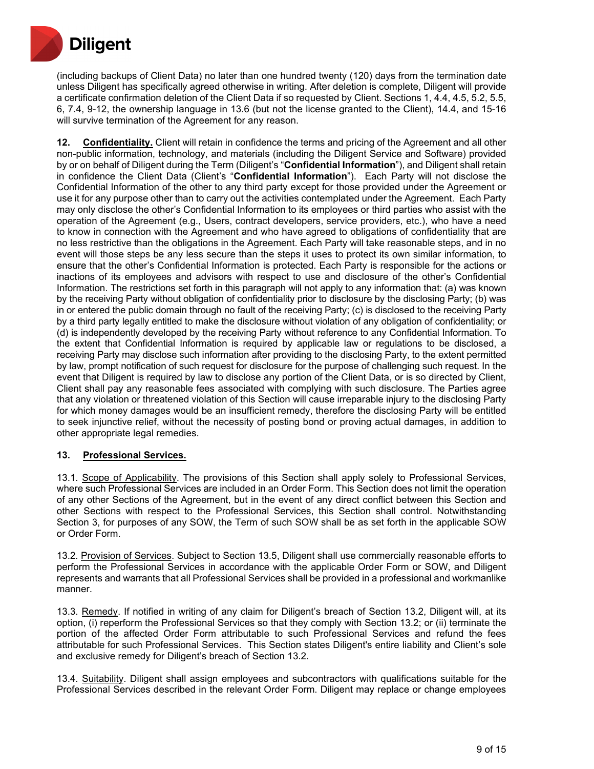(including backups of Client Data) no later than one hundred twenty (120) days from the termination date unless Diligent has specifically agreed otherwise in writing. After deletion is complete, Diligent will provide a certificate confirmation deletion of the Client Data if so requested by Client. Sections 1, 4.4, 4.5, 5.2, 5.5, 6, 7.4, 9-12, the ownership language in 13.6 (but not the license granted to the Client), 14.4, and 15-16 will survive termination of the Agreement for any reason.

**12. Confidentiality.** Client will retain in confidence the terms and pricing of the Agreement and all other non-public information, technology, and materials (including the Diligent Service and Software) provided by or on behalf of Diligent during the Term (Diligent's "**Confidential Information**"), and Diligent shall retain in confidence the Client Data (Client's "**Confidential Information**"). Each Party will not disclose the Confidential Information of the other to any third party except for those provided under the Agreement or use it for any purpose other than to carry out the activities contemplated under the Agreement. Each Party may only disclose the other's Confidential Information to its employees or third parties who assist with the operation of the Agreement (e.g., Users, contract developers, service providers, etc.), who have a need to know in connection with the Agreement and who have agreed to obligations of confidentiality that are no less restrictive than the obligations in the Agreement. Each Party will take reasonable steps, and in no event will those steps be any less secure than the steps it uses to protect its own similar information, to ensure that the other's Confidential Information is protected. Each Party is responsible for the actions or inactions of its employees and advisors with respect to use and disclosure of the other's Confidential Information. The restrictions set forth in this paragraph will not apply to any information that: (a) was known by the receiving Party without obligation of confidentiality prior to disclosure by the disclosing Party; (b) was in or entered the public domain through no fault of the receiving Party; (c) is disclosed to the receiving Party by a third party legally entitled to make the disclosure without violation of any obligation of confidentiality; or (d) is independently developed by the receiving Party without reference to any Confidential Information. To the extent that Confidential Information is required by applicable law or regulations to be disclosed, a receiving Party may disclose such information after providing to the disclosing Party, to the extent permitted by law, prompt notification of such request for disclosure for the purpose of challenging such request. In the event that Diligent is required by law to disclose any portion of the Client Data, or is so directed by Client, Client shall pay any reasonable fees associated with complying with such disclosure. The Parties agree that any violation or threatened violation of this Section will cause irreparable injury to the disclosing Party for which money damages would be an insufficient remedy, therefore the disclosing Party will be entitled to seek injunctive relief, without the necessity of posting bond or proving actual damages, in addition to other appropriate legal remedies.

**13. Professional Services.**

13.1. Scope of Applicability. The provisions of this Section shall apply solely to Professional Services, where such Professional Services are included in an Order Form. This Section does not limit the operation of any other Sections of the Agreement, but in the event of any direct conflict between this Section and other Sections with respect to the Professional Services, this Section shall control. Notwithstanding Section 3, for purposes of any SOW, the Term of such SOW shall be as set forth in the applicable SOW or Order Form.

13.2. Provision of Services. Subject to Section 13.5, Diligent shall use commercially reasonable efforts to perform the Professional Services in accordance with the applicable Order Form or SOW, and Diligent represents and warrants that all Professional Services shall be provided in a professional and workmanlike manner.

13.3. Remedy. If notified in writing of any claim for Diligent's breach of Section 13.2, Diligent will, at its option, (i) reperform the Professional Services so that they comply with Section 13.2; or (ii) terminate the portion of the affected Order Form attributable to such Professional Services and refund the fees attributable for such Professional Services. This Section states Diligent's entire liability and Client's sole and exclusive remedy for Diligent's breach of Section 13.2.

13.4. Suitability. Diligent shall assign employees and subcontractors with qualifications suitable for the Professional Services described in the relevant Order Form. Diligent may replace or change employees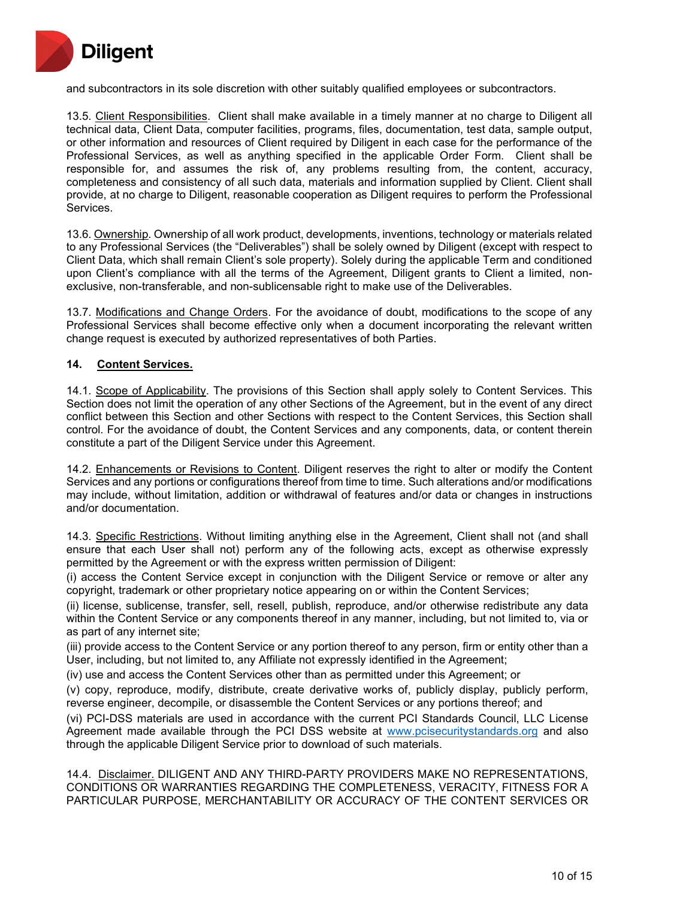and subcontractors in its sole discretion with other suitably qualified employees or subcontractors.

13.5. Client Responsibilities. Client shall make available in a timely manner at no charge to Diligent all technical data, Client Data, computer facilities, programs, files, documentation, test data, sample output, or other information and resources of Client required by Diligent in each case for the performance of the Professional Services, as well as anything specified in the applicable Order Form. Client shall be responsible for, and assumes the risk of, any problems resulting from, the content, accuracy, completeness and consistency of all such data, materials and information supplied by Client. Client shall provide, at no charge to Diligent, reasonable cooperation as Diligent requires to perform the Professional Services.

13.6. Ownership. Ownership of all work product, developments, inventions, technology or materials related to any Professional Services (the "Deliverables") shall be solely owned by Diligent (except with respect to Client Data, which shall remain Client's sole property). Solely during the applicable Term and conditioned upon Client's compliance with all the terms of the Agreement, Diligent grants to Client a limited, non-exclusive, non-transferable, and non-sublicensable right to make use of the Deliverables.

13.7. Modifications and Change Orders. For the avoidance of doubt, modifications to the scope of any Professional Services shall become effective only when a document incorporating the relevant written change request is executed by authorized representatives of both Parties.

## 14. Content Services.

14.1. Scope of Applicability. The provisions of this Section shall apply solely to Content Services. This Section does not limit the operation of any other Sections of the Agreement, but in the event of any direct conflict between this Section and other Sections with respect to the Content Services, this Section shall control. For the avoidance of doubt, the Content Services and any components, data, or content therein constitute a part of the Diligent Service under this Agreement.

14.2. Enhancements or Revisions to Content. Diligent reserves the right to alter or modify the Content Services and any portions or configurations thereof from time to time. Such alterations and/or modifications may include, without limitation, addition or withdrawal of features and/or data or changes in instructions and/or documentation.

14.3. Specific Restrictions. Without limiting anything else in the Agreement, Client shall not (and shall ensure that each User shall not) perform any of the following acts, except as otherwise expressly permitted by the Agreement or with the express written permission of Diligent:
(i) access the Content Service except in conjunction with the Diligent Service or remove or alter any copyright, trademark or other proprietary notice appearing on or within the Content Services;
(ii) license, sublicense, transfer, sell, resell, publish, reproduce, and/or otherwise redistribute any data within the Content Service or any components thereof in any manner, including, but not limited to, via or as part of any internet site;
(iii) provide access to the Content Service or any portion thereof to any person, firm or entity other than a User, including, but not limited to, any Affiliate not expressly identified in the Agreement;
(iv) use and access the Content Services other than as permitted under this Agreement; or
(v) copy, reproduce, modify, distribute, create derivative works of, publicly display, publicly perform, reverse engineer, decompile, or disassemble the Content Services or any portions thereof; and
(vi) PCI-DSS materials are used in accordance with the current PCI Standards Council, LLC License Agreement made available through the PCI DSS website at www.pcisecuritystandards.org and also through the applicable Diligent Service prior to download of such materials.

14.4. Disclaimer. DILIGENT AND ANY THIRD-PARTY PROVIDERS MAKE NO REPRESENTATIONS, CONDITIONS OR WARRANTIES REGARDING THE COMPLETENESS, VERACITY, FITNESS FOR A PARTICULAR PURPOSE, MERCHANTABILITY OR ACCURACY OF THE CONTENT SERVICES OR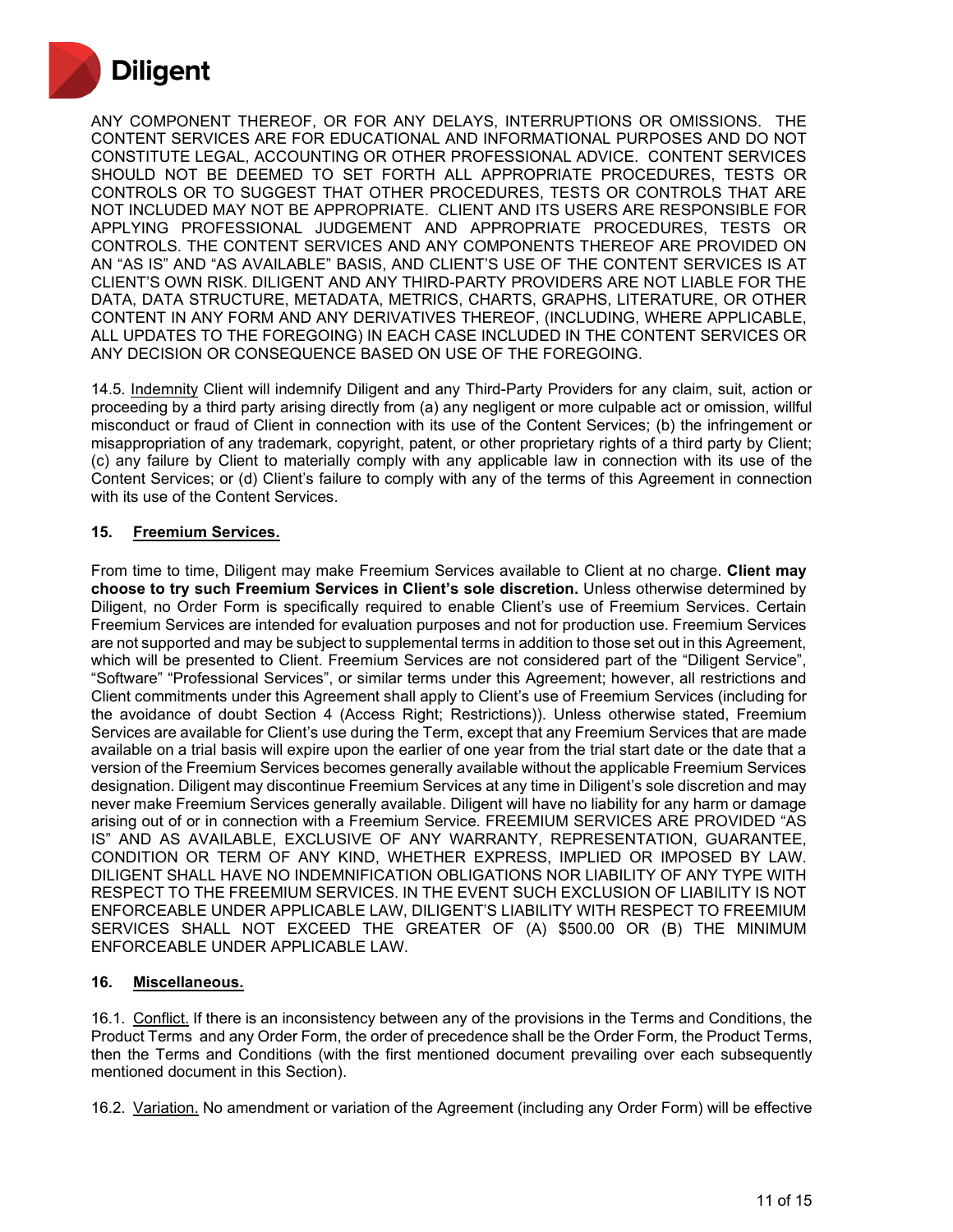ANY COMPONENT THEREOF, OR FOR ANY DELAYS, INTERRUPTIONS OR OMISSIONS. THE CONTENT SERVICES ARE FOR EDUCATIONAL AND INFORMATIONAL PURPOSES AND DO NOT CONSTITUTE LEGAL, ACCOUNTING OR OTHER PROFESSIONAL ADVICE. CONTENT SERVICES SHOULD NOT BE DEEMED TO SET FORTH ALL APPROPRIATE PROCEDURES, TESTS OR CONTROLS OR TO SUGGEST THAT OTHER PROCEDURES, TESTS OR CONTROLS THAT ARE NOT INCLUDED MAY NOT BE APPROPRIATE. CLIENT AND ITS USERS ARE RESPONSIBLE FOR APPLYING PROFESSIONAL JUDGEMENT AND APPROPRIATE PROCEDURES, TESTS OR CONTROLS. THE CONTENT SERVICES AND ANY COMPONENTS THEREOF ARE PROVIDED ON AN "AS IS" AND "AS AVAILABLE" BASIS, AND CLIENT'S USE OF THE CONTENT SERVICES IS AT CLIENT'S OWN RISK. DILIGENT AND ANY THIRD-PARTY PROVIDERS ARE NOT LIABLE FOR THE DATA, DATA STRUCTURE, METADATA, METRICS, CHARTS, GRAPHS, LITERATURE, OR OTHER CONTENT IN ANY FORM AND ANY DERIVATIVES THEREOF, (INCLUDING, WHERE APPLICABLE, ALL UPDATES TO THE FOREGOING) IN EACH CASE INCLUDED IN THE CONTENT SERVICES OR ANY DECISION OR CONSEQUENCE BASED ON USE OF THE FOREGOING.

14.5. Indemnity Client will indemnify Diligent and any Third-Party Providers for any claim, suit, action or proceeding by a third party arising directly from (a) any negligent or more culpable act or omission, willful misconduct or fraud of Client in connection with its use of the Content Services; (b) the infringement or misappropriation of any trademark, copyright, patent, or other proprietary rights of a third party by Client; (c) any failure by Client to materially comply with any applicable law in connection with its use of the Content Services; or (d) Client's failure to comply with any of the terms of this Agreement in connection with its use of the Content Services.

## 15. Freemium Services.

From time to time, Diligent may make Freemium Services available to Client at no charge. **Client may choose to try such Freemium Services in Client's sole discretion.** Unless otherwise determined by Diligent, no Order Form is specifically required to enable Client's use of Freemium Services. Certain Freemium Services are intended for evaluation purposes and not for production use. Freemium Services are not supported and may be subject to supplemental terms in addition to those set out in this Agreement, which will be presented to Client. Freemium Services are not considered part of the "Diligent Service", "Software" "Professional Services", or similar terms under this Agreement; however, all restrictions and Client commitments under this Agreement shall apply to Client's use of Freemium Services (including for the avoidance of doubt Section 4 (Access Right; Restrictions)). Unless otherwise stated, Freemium Services are available for Client's use during the Term, except that any Freemium Services that are made available on a trial basis will expire upon the earlier of one year from the trial start date or the date that a version of the Freemium Services becomes generally available without the applicable Freemium Services designation. Diligent may discontinue Freemium Services at any time in Diligent's sole discretion and may never make Freemium Services generally available. Diligent will have no liability for any harm or damage arising out of or in connection with a Freemium Service. FREEMIUM SERVICES ARE PROVIDED "AS IS" AND AS AVAILABLE, EXCLUSIVE OF ANY WARRANTY, REPRESENTATION, GUARANTEE, CONDITION OR TERM OF ANY KIND, WHETHER EXPRESS, IMPLIED OR IMPOSED BY LAW. DILIGENT SHALL HAVE NO INDEMNIFICATION OBLIGATIONS NOR LIABILITY OF ANY TYPE WITH RESPECT TO THE FREEMIUM SERVICES. IN THE EVENT SUCH EXCLUSION OF LIABILITY IS NOT ENFORCEABLE UNDER APPLICABLE LAW, DILIGENT'S LIABILITY WITH RESPECT TO FREEMIUM SERVICES SHALL NOT EXCEED THE GREATER OF (A) $500.00 OR (B) THE MINIMUM ENFORCEABLE UNDER APPLICABLE LAW.

## 16. Miscellaneous.

16.1. Conflict. If there is an inconsistency between any of the provisions in the Terms and Conditions, the Product Terms and any Order Form, the order of precedence shall be the Order Form, the Product Terms, then the Terms and Conditions (with the first mentioned document prevailing over each subsequently mentioned document in this Section).

16.2. Variation. No amendment or variation of the Agreement (including any Order Form) will be effective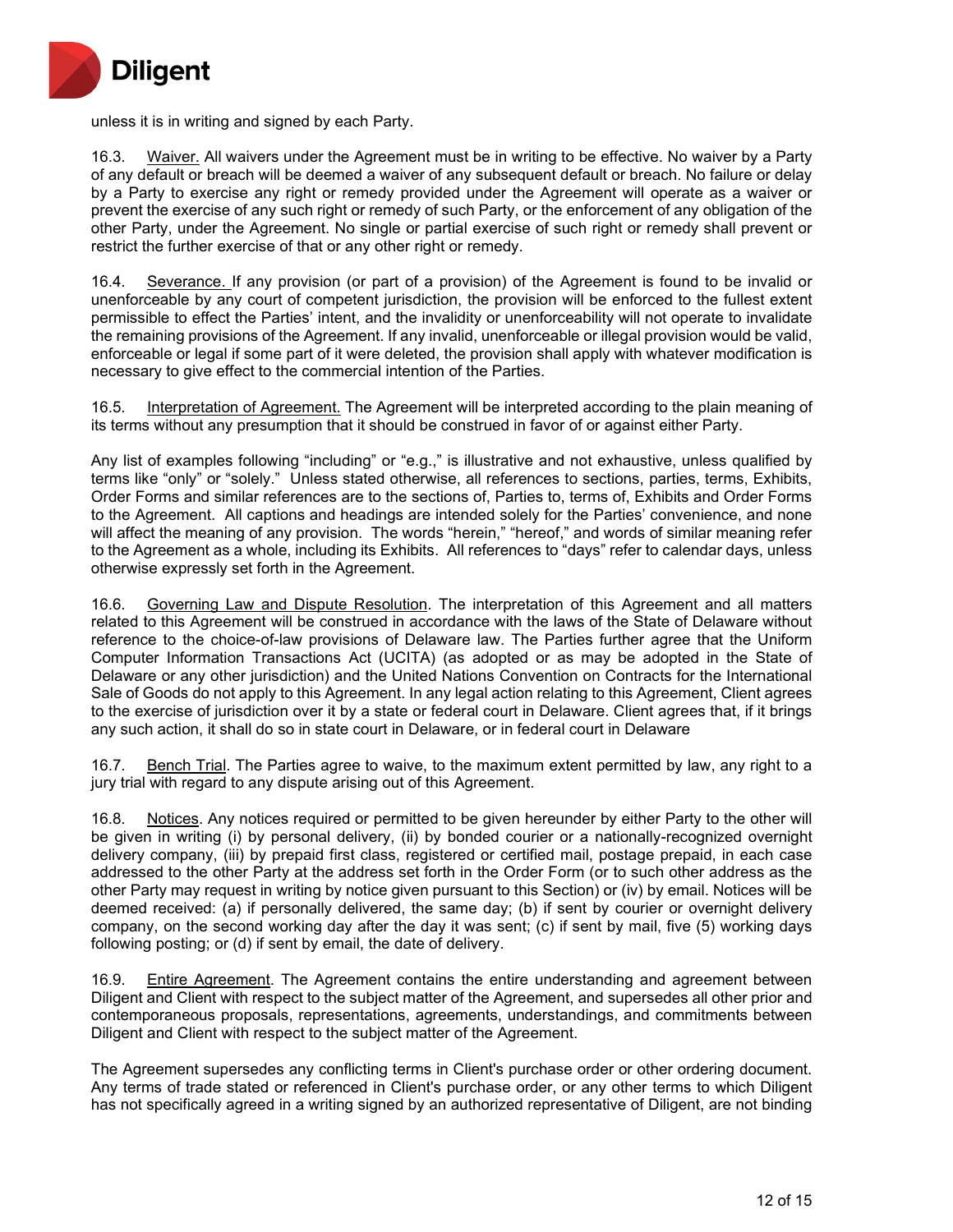unless it is in writing and signed by each Party.

16.3. Waiver. All waivers under the Agreement must be in writing to be effective. No waiver by a Party of any default or breach will be deemed a waiver of any subsequent default or breach. No failure or delay by a Party to exercise any right or remedy provided under the Agreement will operate as a waiver or prevent the exercise of any such right or remedy of such Party, or the enforcement of any obligation of the other Party, under the Agreement. No single or partial exercise of such right or remedy shall prevent or restrict the further exercise of that or any other right or remedy.

16.4. Severance. If any provision (or part of a provision) of the Agreement is found to be invalid or unenforceable by any court of competent jurisdiction, the provision will be enforced to the fullest extent permissible to effect the Parties' intent, and the invalidity or unenforceability will not operate to invalidate the remaining provisions of the Agreement. If any invalid, unenforceable or illegal provision would be valid, enforceable or legal if some part of it were deleted, the provision shall apply with whatever modification is necessary to give effect to the commercial intention of the Parties.

16.5. Interpretation of Agreement. The Agreement will be interpreted according to the plain meaning of its terms without any presumption that it should be construed in favor of or against either Party.

Any list of examples following "including" or "e.g.," is illustrative and not exhaustive, unless qualified by terms like "only" or "solely." Unless stated otherwise, all references to sections, parties, terms, Exhibits, Order Forms and similar references are to the sections of, Parties to, terms of, Exhibits and Order Forms to the Agreement. All captions and headings are intended solely for the Parties' convenience, and none will affect the meaning of any provision. The words "herein," "hereof," and words of similar meaning refer to the Agreement as a whole, including its Exhibits. All references to "days" refer to calendar days, unless otherwise expressly set forth in the Agreement.

16.6. Governing Law and Dispute Resolution. The interpretation of this Agreement and all matters related to this Agreement will be construed in accordance with the laws of the State of Delaware without reference to the choice-of-law provisions of Delaware law. The Parties further agree that the Uniform Computer Information Transactions Act (UCITA) (as adopted or as may be adopted in the State of Delaware or any other jurisdiction) and the United Nations Convention on Contracts for the International Sale of Goods do not apply to this Agreement. In any legal action relating to this Agreement, Client agrees to the exercise of jurisdiction over it by a state or federal court in Delaware. Client agrees that, if it brings any such action, it shall do so in state court in Delaware, or in federal court in Delaware

16.7. Bench Trial. The Parties agree to waive, to the maximum extent permitted by law, any right to a jury trial with regard to any dispute arising out of this Agreement.

16.8. Notices. Any notices required or permitted to be given hereunder by either Party to the other will be given in writing (i) by personal delivery, (ii) by bonded courier or a nationally-recognized overnight delivery company, (iii) by prepaid first class, registered or certified mail, postage prepaid, in each case addressed to the other Party at the address set forth in the Order Form (or to such other address as the other Party may request in writing by notice given pursuant to this Section) or (iv) by email. Notices will be deemed received: (a) if personally delivered, the same day; (b) if sent by courier or overnight delivery company, on the second working day after the day it was sent; (c) if sent by mail, five (5) working days following posting; or (d) if sent by email, the date of delivery.

16.9. Entire Agreement. The Agreement contains the entire understanding and agreement between Diligent and Client with respect to the subject matter of the Agreement, and supersedes all other prior and contemporaneous proposals, representations, agreements, understandings, and commitments between Diligent and Client with respect to the subject matter of the Agreement.

The Agreement supersedes any conflicting terms in Client's purchase order or other ordering document. Any terms of trade stated or referenced in Client's purchase order, or any other terms to which Diligent has not specifically agreed in a writing signed by an authorized representative of Diligent, are not binding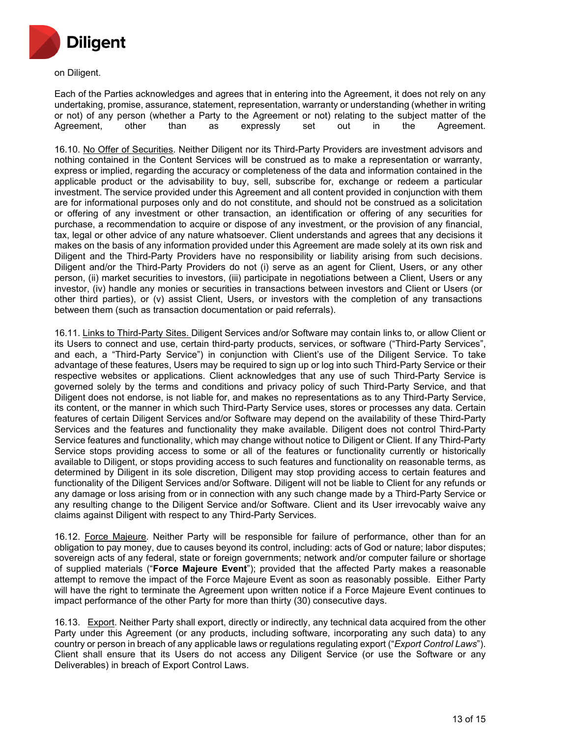on Diligent.

Each of the Parties acknowledges and agrees that in entering into the Agreement, it does not rely on any undertaking, promise, assurance, statement, representation, warranty or understanding (whether in writing or not) of any person (whether a Party to the Agreement or not) relating to the subject matter of the Agreement, other than as expressly set out in the Agreement.

16.10. No Offer of Securities. Neither Diligent nor its Third-Party Providers are investment advisors and nothing contained in the Content Services will be construed as to make a representation or warranty, express or implied, regarding the accuracy or completeness of the data and information contained in the applicable product or the advisability to buy, sell, subscribe for, exchange or redeem a particular investment. The service provided under this Agreement and all content provided in conjunction with them are for informational purposes only and do not constitute, and should not be construed as a solicitation or offering of any investment or other transaction, an identification or offering of any securities for purchase, a recommendation to acquire or dispose of any investment, or the provision of any financial, tax, legal or other advice of any nature whatsoever. Client understands and agrees that any decisions it makes on the basis of any information provided under this Agreement are made solely at its own risk and Diligent and the Third-Party Providers have no responsibility or liability arising from such decisions. Diligent and/or the Third-Party Providers do not (i) serve as an agent for Client, Users, or any other person, (ii) market securities to investors, (iii) participate in negotiations between a Client, Users or any investor, (iv) handle any monies or securities in transactions between investors and Client or Users (or other third parties), or (v) assist Client, Users, or investors with the completion of any transactions between them (such as transaction documentation or paid referrals).

16.11. Links to Third-Party Sites. Diligent Services and/or Software may contain links to, or allow Client or its Users to connect and use, certain third-party products, services, or software ("Third-Party Services", and each, a "Third-Party Service") in conjunction with Client's use of the Diligent Service. To take advantage of these features, Users may be required to sign up or log into such Third-Party Service or their respective websites or applications. Client acknowledges that any use of such Third-Party Service is governed solely by the terms and conditions and privacy policy of such Third-Party Service, and that Diligent does not endorse, is not liable for, and makes no representations as to any Third-Party Service, its content, or the manner in which such Third-Party Service uses, stores or processes any data. Certain features of certain Diligent Services and/or Software may depend on the availability of these Third-Party Services and the features and functionality they make available. Diligent does not control Third-Party Service features and functionality, which may change without notice to Diligent or Client. If any Third-Party Service stops providing access to some or all of the features or functionality currently or historically available to Diligent, or stops providing access to such features and functionality on reasonable terms, as determined by Diligent in its sole discretion, Diligent may stop providing access to certain features and functionality of the Diligent Services and/or Software. Diligent will not be liable to Client for any refunds or any damage or loss arising from or in connection with any such change made by a Third-Party Service or any resulting change to the Diligent Service and/or Software. Client and its User irrevocably waive any claims against Diligent with respect to any Third-Party Services.

16.12. Force Majeure. Neither Party will be responsible for failure of performance, other than for an obligation to pay money, due to causes beyond its control, including: acts of God or nature; labor disputes; sovereign acts of any federal, state or foreign governments; network and/or computer failure or shortage of supplied materials ("**Force Majeure Event**"); provided that the affected Party makes a reasonable attempt to remove the impact of the Force Majeure Event as soon as reasonably possible. Either Party will have the right to terminate the Agreement upon written notice if a Force Majeure Event continues to impact performance of the other Party for more than thirty (30) consecutive days.

16.13. Export. Neither Party shall export, directly or indirectly, any technical data acquired from the other Party under this Agreement (or any products, including software, incorporating any such data) to any country or person in breach of any applicable laws or regulations regulating export ("*Export Control Laws*"). Client shall ensure that its Users do not access any Diligent Service (or use the Software or any Deliverables) in breach of Export Control Laws.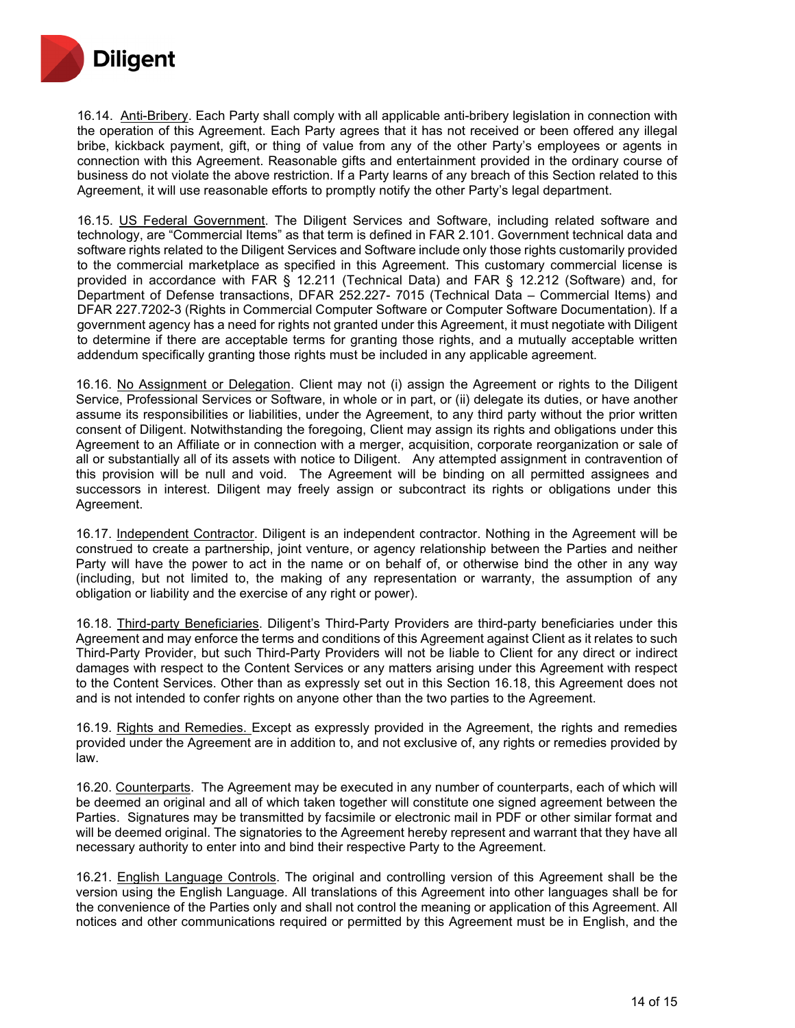16.14. <u>Anti-Bribery</u>. Each Party shall comply with all applicable anti-bribery legislation in connection with the operation of this Agreement. Each Party agrees that it has not received or been offered any illegal bribe, kickback payment, gift, or thing of value from any of the other Party's employees or agents in connection with this Agreement. Reasonable gifts and entertainment provided in the ordinary course of business do not violate the above restriction. If a Party learns of any breach of this Section related to this Agreement, it will use reasonable efforts to promptly notify the other Party's legal department.

16.15. <u>US Federal Government</u>. The Diligent Services and Software, including related software and technology, are "Commercial Items" as that term is defined in FAR 2.101. Government technical data and software rights related to the Diligent Services and Software include only those rights customarily provided to the commercial marketplace as specified in this Agreement. This customary commercial license is provided in accordance with FAR § 12.211 (Technical Data) and FAR § 12.212 (Software) and, for Department of Defense transactions, DFAR 252.227- 7015 (Technical Data – Commercial Items) and DFAR 227.7202-3 (Rights in Commercial Computer Software or Computer Software Documentation). If a government agency has a need for rights not granted under this Agreement, it must negotiate with Diligent to determine if there are acceptable terms for granting those rights, and a mutually acceptable written addendum specifically granting those rights must be included in any applicable agreement.

16.16. <u>No Assignment or Delegation</u>. Client may not (i) assign the Agreement or rights to the Diligent Service, Professional Services or Software, in whole or in part, or (ii) delegate its duties, or have another assume its responsibilities or liabilities, under the Agreement, to any third party without the prior written consent of Diligent. Notwithstanding the foregoing, Client may assign its rights and obligations under this Agreement to an Affiliate or in connection with a merger, acquisition, corporate reorganization or sale of all or substantially all of its assets with notice to Diligent. Any attempted assignment in contravention of this provision will be null and void. The Agreement will be binding on all permitted assignees and successors in interest. Diligent may freely assign or subcontract its rights or obligations under this Agreement.

16.17. <u>Independent Contractor</u>. Diligent is an independent contractor. Nothing in the Agreement will be construed to create a partnership, joint venture, or agency relationship between the Parties and neither Party will have the power to act in the name or on behalf of, or otherwise bind the other in any way (including, but not limited to, the making of any representation or warranty, the assumption of any obligation or liability and the exercise of any right or power).

16.18. <u>Third-party Beneficiaries</u>. Diligent's Third-Party Providers are third-party beneficiaries under this Agreement and may enforce the terms and conditions of this Agreement against Client as it relates to such Third-Party Provider, but such Third-Party Providers will not be liable to Client for any direct or indirect damages with respect to the Content Services or any matters arising under this Agreement with respect to the Content Services. Other than as expressly set out in this Section 16.18, this Agreement does not and is not intended to confer rights on anyone other than the two parties to the Agreement.

16.19. <u>Rights and Remedies.</u> Except as expressly provided in the Agreement, the rights and remedies provided under the Agreement are in addition to, and not exclusive of, any rights or remedies provided by law.

16.20. <u>Counterparts</u>. The Agreement may be executed in any number of counterparts, each of which will be deemed an original and all of which taken together will constitute one signed agreement between the Parties. Signatures may be transmitted by facsimile or electronic mail in PDF or other similar format and will be deemed original. The signatories to the Agreement hereby represent and warrant that they have all necessary authority to enter into and bind their respective Party to the Agreement.

16.21. <u>English Language Controls</u>. The original and controlling version of this Agreement shall be the version using the English Language. All translations of this Agreement into other languages shall be for the convenience of the Parties only and shall not control the meaning or application of this Agreement. All notices and other communications required or permitted by this Agreement must be in English, and the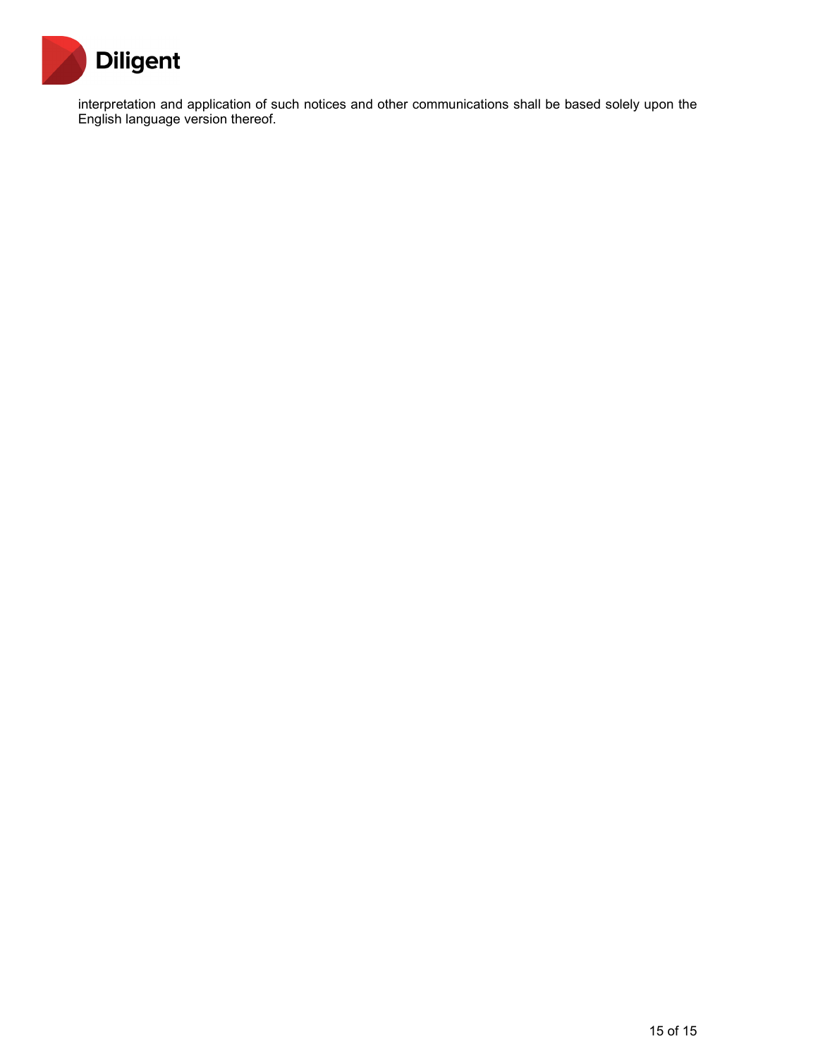interpretation and application of such notices and other communications shall be based solely upon the English language version thereof.